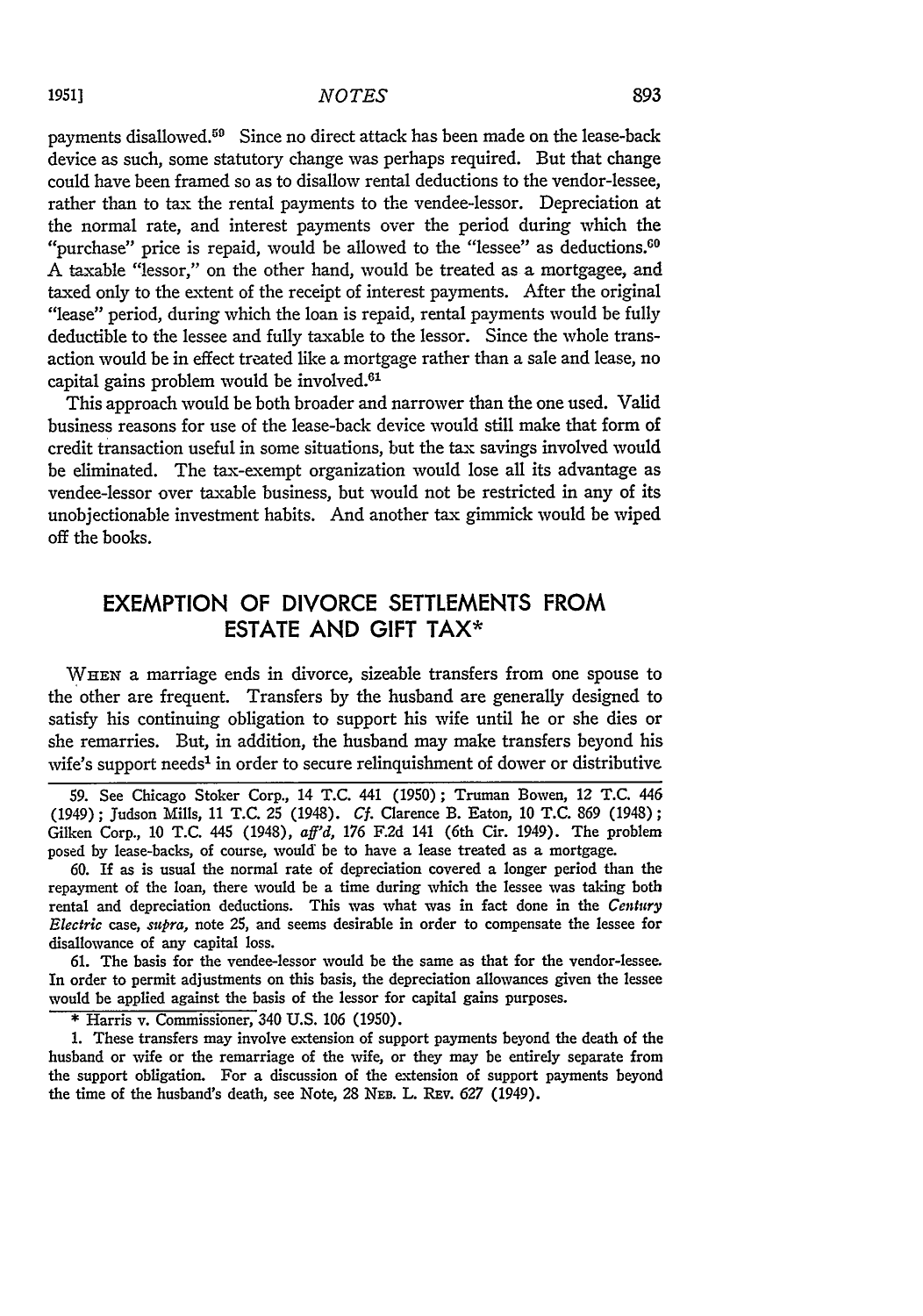payments disallowed.[59] Since no direct attack has been made on the lease-back device as such, some statutory change was perhaps required. But that change could have been framed so as to disallow rental deductions to the vendor-lessee, rather than to tax the rental payments to the vendee-lessor. Depreciation at the normal rate, and interest payments over the period during which the "purchase" price is repaid, would be allowed to the "lessee" as deductions.[60] A taxable "lessor," on the other hand, would be treated as a mortgagee, and taxed only to the extent of the receipt of interest payments. After the original "lease" period, during which the loan is repaid, rental payments would be fully deductible to the lessee and fully taxable to the lessor. Since the whole transaction would be in effect treated like a mortgage rather than a sale and lease, no capital gains problem would be involved.[61]

This approach would be both broader and narrower than the one used. Valid business reasons for use of the lease-back device would still make that form of credit transaction useful in some situations, but the tax savings involved would be eliminated. The tax-exempt organization would lose all its advantage as vendee-lessor over taxable business, but would not be restricted in any of its unobjectionable investment habits. And another tax gimmick would be wiped off the books.

## EXEMPTION OF DIVORCE SETTLEMENTS FROM ESTATE AND GIFT TAX*

WHEN a marriage ends in divorce, sizeable transfers from one spouse to the other are frequent. Transfers by the husband are generally designed to satisfy his continuing obligation to support his wife until he or she dies or she remarries. But, in addition, the husband may make transfers beyond his wife's support needs[1] in order to secure relinquishment of dower or distributive

---

59. See Chicago Stoker Corp., 14 T.C. 441 (1950); Truman Bowen, 12 T.C. 446 (1949); Judson Mills, 11 T.C. 25 (1948). *Cf.* Clarence B. Eaton, 10 T.C. 869 (1948); Gilken Corp., 10 T.C. 445 (1948), *aff'd*, 176 F.2d 141 (6th Cir. 1949). The problem posed by lease-backs, of course, would be to have a lease treated as a mortgage.

60. If as is usual the normal rate of depreciation covered a longer period than the repayment of the loan, there would be a time during which the lessee was taking both rental and depreciation deductions. This was what was in fact done in the *Century Electric* case, *supra*, note 25, and seems desirable in order to compensate the lessee for disallowance of any capital loss.

61. The basis for the vendee-lessor would be the same as that for the vendor-lessee. In order to permit adjustments on this basis, the depreciation allowances given the lessee would be applied against the basis of the lessor for capital gains purposes.

\* Harris v. Commissioner, 340 U.S. 106 (1950).

1. These transfers may involve extension of support payments beyond the death of the husband or wife or the remarriage of the wife, or they may be entirely separate from the support obligation. For a discussion of the extension of support payments beyond the time of the husband's death, see Note, 28 NEB. L. REV. 627 (1949).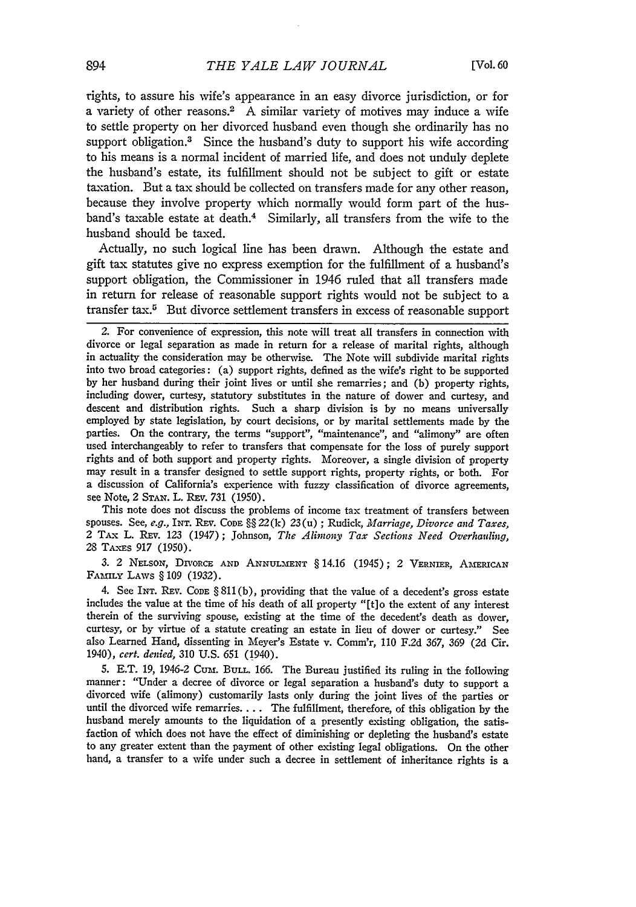rights, to assure his wife's appearance in an easy divorce jurisdiction, or for a variety of other reasons.[2] A similar variety of motives may induce a wife to settle property on her divorced husband even though she ordinarily has no support obligation.[3] Since the husband's duty to support his wife according to his means is a normal incident of married life, and does not unduly deplete the husband's estate, its fulfillment should not be subject to gift or estate taxation. But a tax should be collected on transfers made for any other reason, because they involve property which normally would form part of the husband's taxable estate at death.[4] Similarly, all transfers from the wife to the husband should be taxed.

Actually, no such logical line has been drawn. Although the estate and gift tax statutes give no express exemption for the fulfillment of a husband's support obligation, the Commissioner in 1946 ruled that all transfers made in return for release of reasonable support rights would not be subject to a transfer tax.[5] But divorce settlement transfers in excess of reasonable support

---

2. For convenience of expression, this note will treat all transfers in connection with divorce or legal separation as made in return for a release of marital rights, although in actuality the consideration may be otherwise. The Note will subdivide marital rights into two broad categories: (a) support rights, defined as the wife's right to be supported by her husband during their joint lives or until she remarries; and (b) property rights, including dower, curtesy, statutory substitutes in the nature of dower and curtesy, and descent and distribution rights. Such a sharp division is by no means universally employed by state legislation, by court decisions, or by marital settlements made by the parties. On the contrary, the terms "support", "maintenance", and "alimony" are often used interchangeably to refer to transfers that compensate for the loss of purely support rights and of both support and property rights. Moreover, a single division of property may result in a transfer designed to settle support rights, property rights, or both. For a discussion of California's experience with fuzzy classification of divorce agreements, see Note, 2 STAN. L. REV. 731 (1950).

This note does not discuss the problems of income tax treatment of transfers between spouses. See, *e.g.*, INT. REV. CODE §§ 22(k) 23(u); Rudick, *Marriage, Divorce and Taxes*, 2 TAX L. REV. 123 (1947); Johnson, *The Alimony Tax Sections Need Overhauling*, 28 TAXES 917 (1950).

3. 2 NELSON, DIVORCE AND ANNULMENT § 14.16 (1945); 2 VERNIER, AMERICAN FAMILY LAWS § 109 (1932).

4. See INT. REV. CODE § 811(b), providing that the value of a decedent's gross estate includes the value at the time of his death of all property "[t]o the extent of any interest therein of the surviving spouse, existing at the time of the decedent's death as dower, curtesy, or by virtue of a statute creating an estate in lieu of dower or curtesy." See also Learned Hand, dissenting in Meyer's Estate v. Comm'r, 110 F.2d 367, 369 (2d Cir. 1940), *cert. denied*, 310 U.S. 651 (1940).

5. E.T. 19, 1946-2 CUM. BULL. 166. The Bureau justified its ruling in the following manner: "Under a decree of divorce or legal separation a husband's duty to support a divorced wife (alimony) customarily lasts only during the joint lives of the parties or until the divorced wife remarries. . . . The fulfillment, therefore, of this obligation by the husband merely amounts to the liquidation of a presently existing obligation, the satisfaction of which does not have the effect of diminishing or depleting the husband's estate to any greater extent than the payment of other existing legal obligations. On the other hand, a transfer to a wife under such a decree in settlement of inheritance rights is a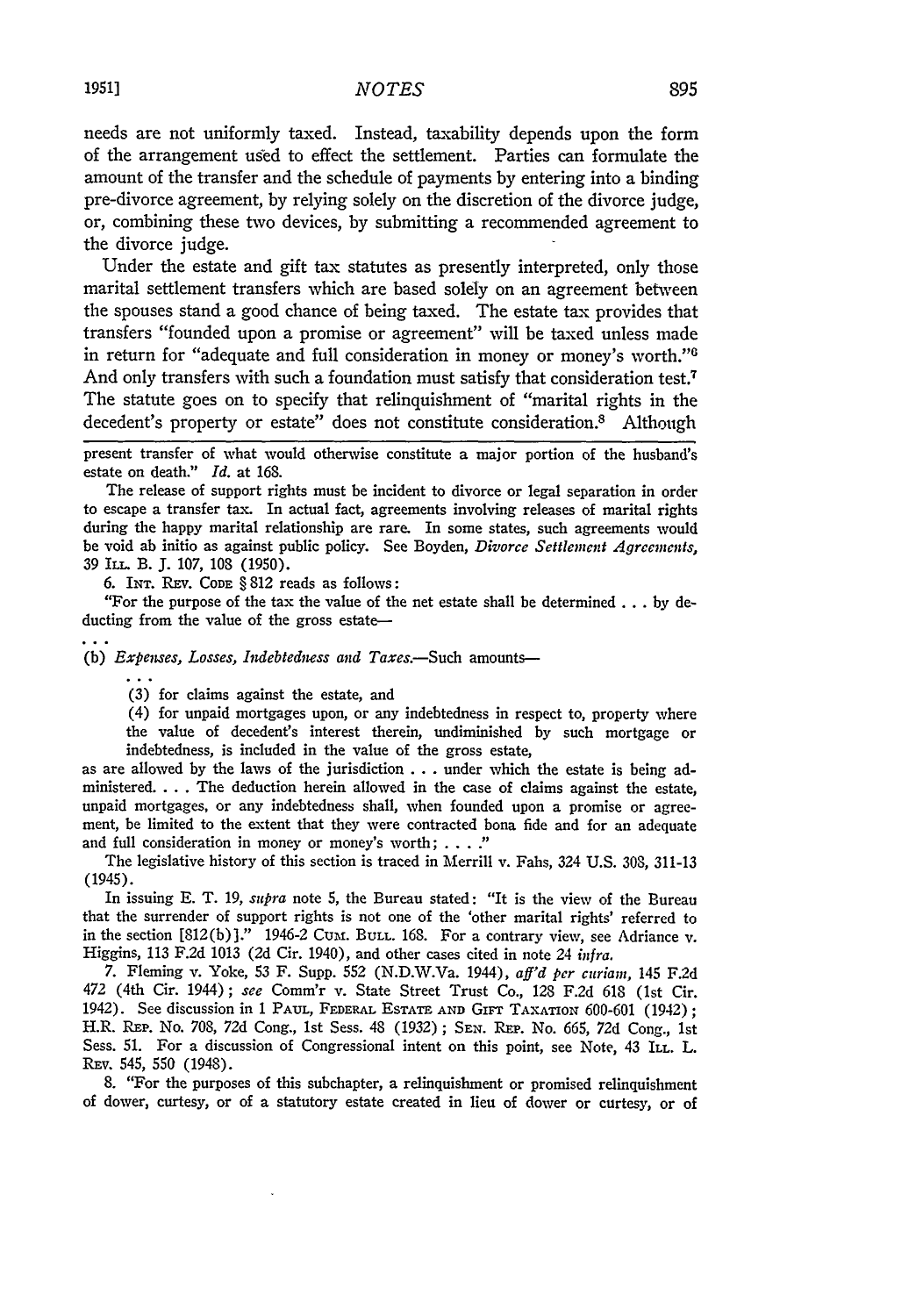needs are not uniformly taxed. Instead, taxability depends upon the form of the arrangement used to effect the settlement. Parties can formulate the amount of the transfer and the schedule of payments by entering into a binding pre-divorce agreement, by relying solely on the discretion of the divorce judge, or, combining these two devices, by submitting a recommended agreement to the divorce judge.

Under the estate and gift tax statutes as presently interpreted, only those marital settlement transfers which are based solely on an agreement between the spouses stand a good chance of being taxed. The estate tax provides that transfers "founded upon a promise or agreement" will be taxed unless made in return for "adequate and full consideration in money or money's worth."[6] And only transfers with such a foundation must satisfy that consideration test.[7] The statute goes on to specify that relinquishment of "marital rights in the decedent's property or estate" does not constitute consideration.[8] Although

---

present transfer of what would otherwise constitute a major portion of the husband's estate on death." *Id.* at 168.

The release of support rights must be incident to divorce or legal separation in order to escape a transfer tax. In actual fact, agreements involving releases of marital rights during the happy marital relationship are rare. In some states, such agreements would be void ab initio as against public policy. See Boyden, *Divorce Settlement Agreements*, 39 ILL. B. J. 107, 108 (1950).

6. INT. REV. CODE § 812 reads as follows:

"For the purpose of the tax the value of the net estate shall be determined . . . by deducting from the value of the gross estate—

. . .

(b) *Expenses, Losses, Indebtedness and Taxes.*—Such amounts—

. . .

(3) for claims against the estate, and

(4) for unpaid mortgages upon, or any indebtedness in respect to, property where the value of decedent's interest therein, undiminished by such mortgage or indebtedness, is included in the value of the gross estate,

as are allowed by the laws of the jurisdiction . . . under which the estate is being administered. . . . The deduction herein allowed in the case of claims against the estate, unpaid mortgages, or any indebtedness shall, when founded upon a promise or agreement, be limited to the extent that they were contracted bona fide and for an adequate and full consideration in money or money's worth; . . . ."

The legislative history of this section is traced in Merrill v. Fahs, 324 U.S. 308, 311-13 (1945).

In issuing E. T. 19, *supra* note 5, the Bureau stated: "It is the view of the Bureau that the surrender of support rights is not one of the 'other marital rights' referred to in the section [812(b)]." 1946-2 CUM. BULL. 168. For a contrary view, see Adriance v. Higgins, 113 F.2d 1013 (2d Cir. 1940), and other cases cited in note 24 *infra*.

7. Fleming v. Yoke, 53 F. Supp. 552 (N.D.W.Va. 1944), *aff'd per curiam*, 145 F.2d 472 (4th Cir. 1944); *see* Comm'r v. State Street Trust Co., 128 F.2d 618 (1st Cir. 1942). See discussion in 1 PAUL, FEDERAL ESTATE AND GIFT TAXATION 600-601 (1942); H.R. REP. No. 708, 72d Cong., 1st Sess. 48 (1932); SEN. REP. No. 665, 72d Cong., 1st Sess. 51. For a discussion of Congressional intent on this point, see Note, 43 ILL. L. REV. 545, 550 (1948).

8. "For the purposes of this subchapter, a relinquishment or promised relinquishment of dower, curtesy, or of a statutory estate created in lieu of dower or curtesy, or of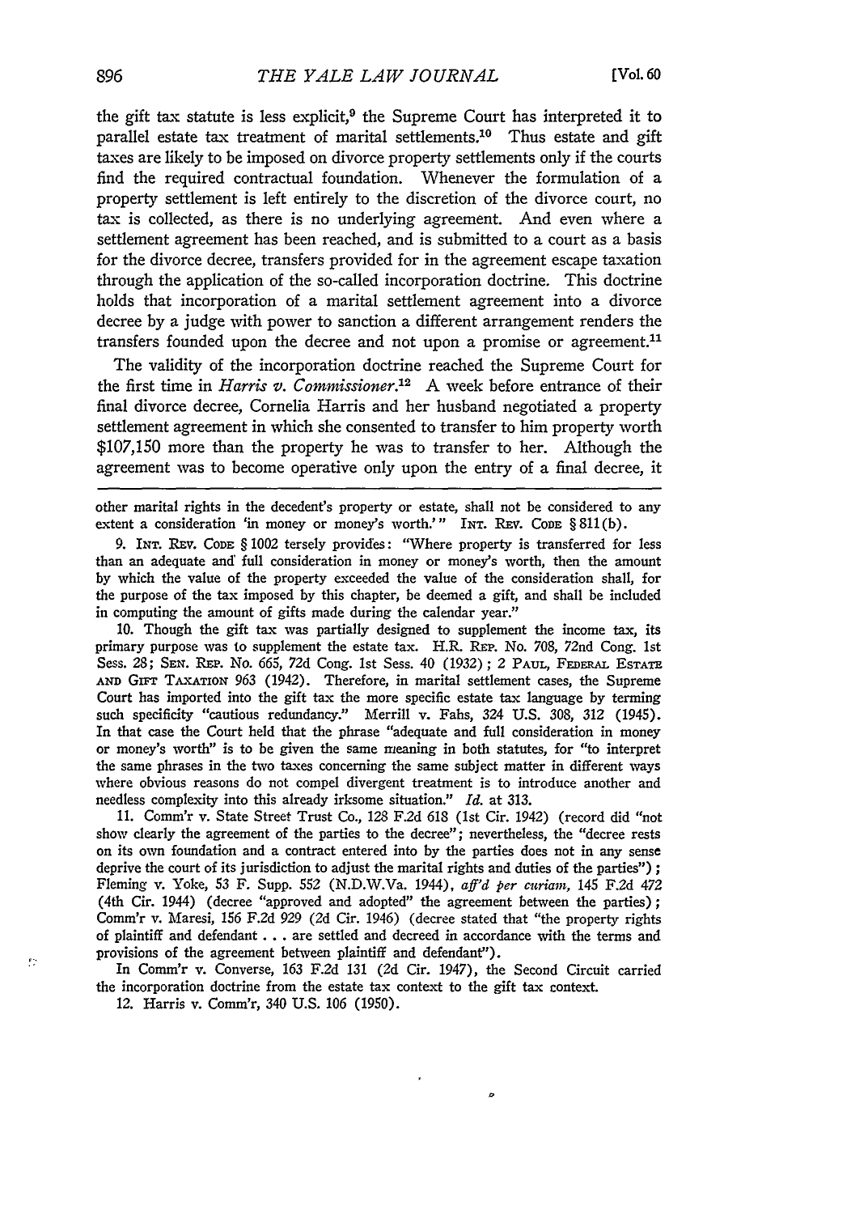the gift tax statute is less explicit,[9] the Supreme Court has interpreted it to parallel estate tax treatment of marital settlements.[10] Thus estate and gift taxes are likely to be imposed on divorce property settlements only if the courts find the required contractual foundation. Whenever the formulation of a property settlement is left entirely to the discretion of the divorce court, no tax is collected, as there is no underlying agreement. And even where a settlement agreement has been reached, and is submitted to a court as a basis for the divorce decree, transfers provided for in the agreement escape taxation through the application of the so-called incorporation doctrine. This doctrine holds that incorporation of a marital settlement agreement into a divorce decree by a judge with power to sanction a different arrangement renders the transfers founded upon the decree and not upon a promise or agreement.[11]

The validity of the incorporation doctrine reached the Supreme Court for the first time in *Harris v. Commissioner*.[12] A week before entrance of their final divorce decree, Cornelia Harris and her husband negotiated a property settlement agreement in which she consented to transfer to him property worth $107,150 more than the property he was to transfer to her. Although the agreement was to become operative only upon the entry of a final decree, it

---

other marital rights in the decedent's property or estate, shall not be considered to any extent a consideration 'in money or money's worth.'" INT. REV. CODE § 811(b).

9. INT. REV. CODE § 1002 tersely provides: "Where property is transferred for less than an adequate and full consideration in money or money's worth, then the amount by which the value of the property exceeded the value of the consideration shall, for the purpose of the tax imposed by this chapter, be deemed a gift, and shall be included in computing the amount of gifts made during the calendar year."

10. Though the gift tax was partially designed to supplement the income tax, its primary purpose was to supplement the estate tax. H.R. REP. No. 708, 72nd Cong. 1st Sess. 28; SEN. REP. No. 665, 72d Cong. 1st Sess. 40 (1932); 2 PAUL, FEDERAL ESTATE AND GIFT TAXATION 963 (1942). Therefore, in marital settlement cases, the Supreme Court has imported into the gift tax the more specific estate tax language by terming such specificity "cautious redundancy." Merrill v. Fahs, 324 U.S. 308, 312 (1945). In that case the Court held that the phrase "adequate and full consideration in money or money's worth" is to be given the same meaning in both statutes, for "to interpret the same phrases in the two taxes concerning the same subject matter in different ways where obvious reasons do not compel divergent treatment is to introduce another and needless complexity into this already irksome situation." *Id.* at 313.

11. Comm'r v. State Street Trust Co., 128 F.2d 618 (1st Cir. 1942) (record did "not show clearly the agreement of the parties to the decree"; nevertheless, the "decree rests on its own foundation and a contract entered into by the parties does not in any sense deprive the court of its jurisdiction to adjust the marital rights and duties of the parties"); Fleming v. Yoke, 53 F. Supp. 552 (N.D.W.Va. 1944), *aff'd per curiam*, 145 F.2d 472 (4th Cir. 1944) (decree "approved and adopted" the agreement between the parties); Comm'r v. Maresi, 156 F.2d 929 (2d Cir. 1946) (decree stated that "the property rights of plaintiff and defendant . . . are settled and decreed in accordance with the terms and provisions of the agreement between plaintiff and defendant").

In Comm'r v. Converse, 163 F.2d 131 (2d Cir. 1947), the Second Circuit carried the incorporation doctrine from the estate tax context to the gift tax context.

12. Harris v. Comm'r, 340 U.S. 106 (1950).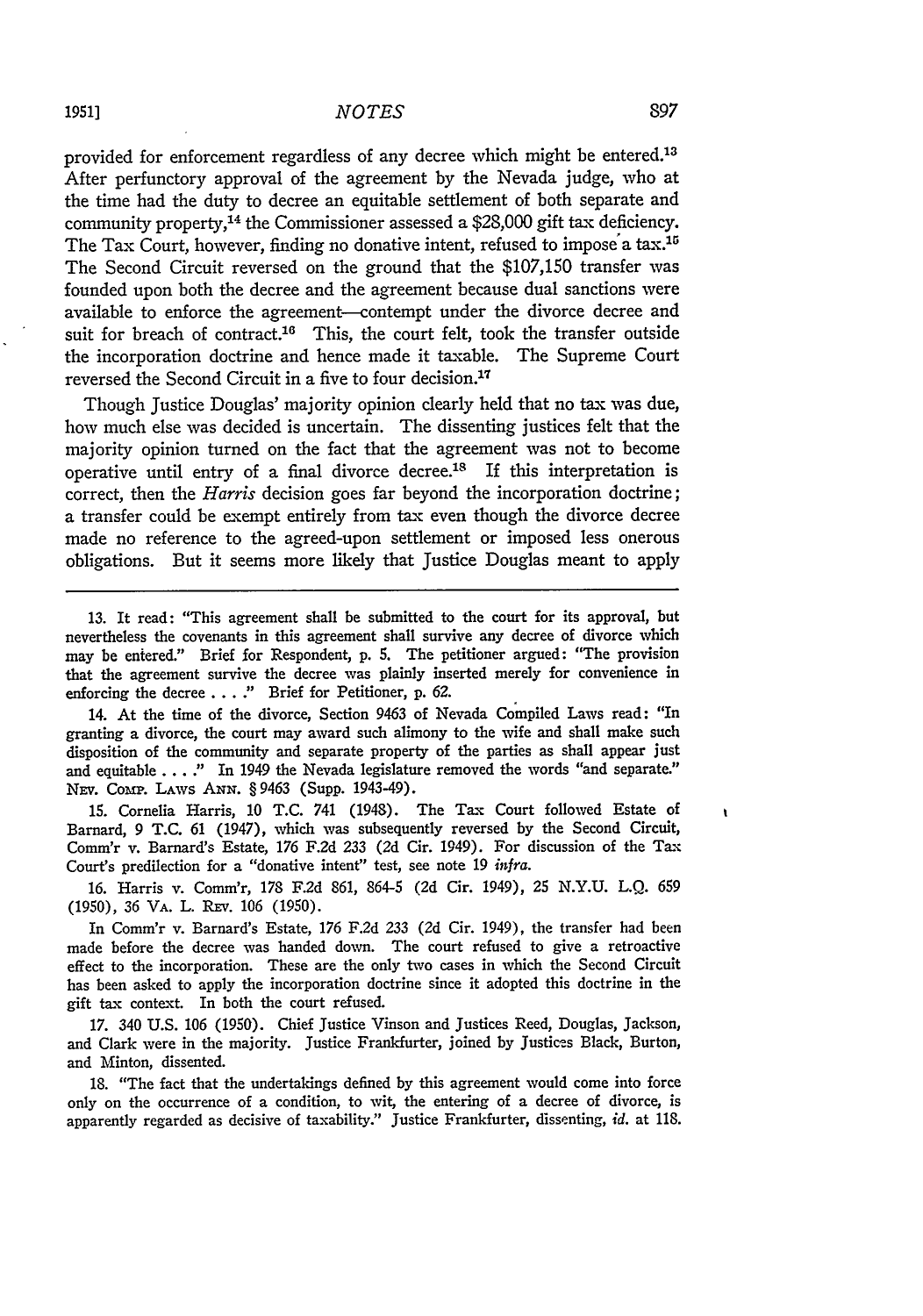provided for enforcement regardless of any decree which might be entered.[13] After perfunctory approval of the agreement by the Nevada judge, who at the time had the duty to decree an equitable settlement of both separate and community property,[14] the Commissioner assessed a $28,000 gift tax deficiency. The Tax Court, however, finding no donative intent, refused to impose a tax.[15] The Second Circuit reversed on the ground that the $107,150 transfer was founded upon both the decree and the agreement because dual sanctions were available to enforce the agreement—contempt under the divorce decree and suit for breach of contract.[16] This, the court felt, took the transfer outside the incorporation doctrine and hence made it taxable. The Supreme Court reversed the Second Circuit in a five to four decision.[17]

Though Justice Douglas' majority opinion clearly held that no tax was due, how much else was decided is uncertain. The dissenting justices felt that the majority opinion turned on the fact that the agreement was not to become operative until entry of a final divorce decree.[18] If this interpretation is correct, then the *Harris* decision goes far beyond the incorporation doctrine; a transfer could be exempt entirely from tax even though the divorce decree made no reference to the agreed-upon settlement or imposed less onerous obligations. But it seems more likely that Justice Douglas meant to apply

---

13. It read: "This agreement shall be submitted to the court for its approval, but nevertheless the covenants in this agreement shall survive any decree of divorce which may be entered." Brief for Respondent, p. 5. The petitioner argued: "The provision that the agreement survive the decree was plainly inserted merely for convenience in enforcing the decree . . . ." Brief for Petitioner, p. 62.

14. At the time of the divorce, Section 9463 of Nevada Compiled Laws read: "In granting a divorce, the court may award such alimony to the wife and shall make such disposition of the community and separate property of the parties as shall appear just and equitable . . . ." In 1949 the Nevada legislature removed the words "and separate." Nev. Comp. Laws Ann. § 9463 (Supp. 1943-49).

15. Cornelia Harris, 10 T.C. 741 (1948). The Tax Court followed Estate of Barnard, 9 T.C. 61 (1947), which was subsequently reversed by the Second Circuit, Comm'r v. Barnard's Estate, 176 F.2d 233 (2d Cir. 1949). For discussion of the Tax Court's predilection for a "donative intent" test, see note 19 *infra*.

16. Harris v. Comm'r, 178 F.2d 861, 864-5 (2d Cir. 1949), 25 N.Y.U. L.Q. 659 (1950), 36 Va. L. Rev. 106 (1950).

In Comm'r v. Barnard's Estate, 176 F.2d 233 (2d Cir. 1949), the transfer had been made before the decree was handed down. The court refused to give a retroactive effect to the incorporation. These are the only two cases in which the Second Circuit has been asked to apply the incorporation doctrine since it adopted this doctrine in the gift tax context. In both the court refused.

17. 340 U.S. 106 (1950). Chief Justice Vinson and Justices Reed, Douglas, Jackson, and Clark were in the majority. Justice Frankfurter, joined by Justices Black, Burton, and Minton, dissented.

18. "The fact that the undertakings defined by this agreement would come into force only on the occurrence of a condition, to wit, the entering of a decree of divorce, is apparently regarded as decisive of taxability." Justice Frankfurter, dissenting, *id.* at 118.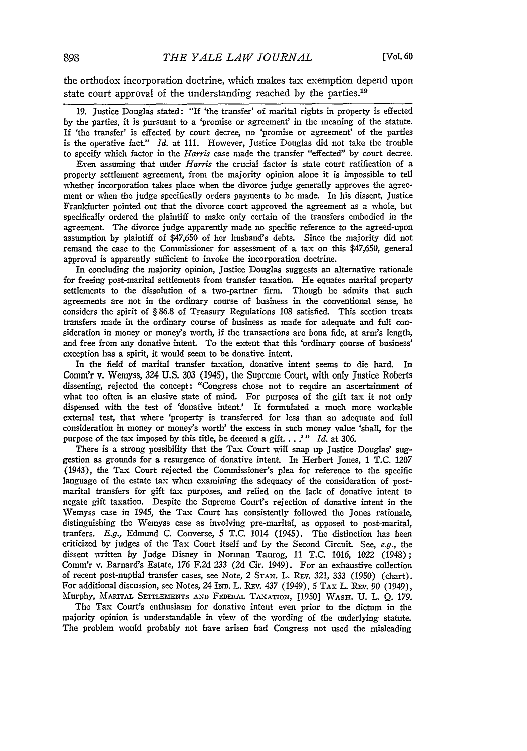the orthodox incorporation doctrine, which makes tax exemption depend upon state court approval of the understanding reached by the parties.[19]

19. Justice Douglas stated: "If 'the transfer' of marital rights in property is effected by the parties, it is pursuant to a 'promise or agreement' in the meaning of the statute. If 'the transfer' is effected by court decree, no 'promise or agreement' of the parties is the operative fact." *Id.* at 111. However, Justice Douglas did not take the trouble to specify which factor in the *Harris* case made the transfer "effected" by court decree.

Even assuming that under *Harris* the crucial factor is state court ratification of a property settlement agreement, from the majority opinion alone it is impossible to tell whether incorporation takes place when the divorce judge generally approves the agreement or when the judge specifically orders payments to be made. In his dissent, Justice Frankfurter pointed out that the divorce court approved the agreement as a whole, but specifically ordered the plaintiff to make only certain of the transfers embodied in the agreement. The divorce judge apparently made no specific reference to the agreed-upon assumption by plaintiff of $47,650 of her husband's debts. Since the majority did not remand the case to the Commissioner for assessment of a tax on this $47,650, general approval is apparently sufficient to invoke the incorporation doctrine.

In concluding the majority opinion, Justice Douglas suggests an alternative rationale for freeing post-marital settlements from transfer taxation. He equates marital property settlements to the dissolution of a two-partner firm. Though he admits that such agreements are not in the ordinary course of business in the conventional sense, he considers the spirit of § 86.8 of Treasury Regulations 108 satisfied. This section treats transfers made in the ordinary course of business as made for adequate and full consideration in money or money's worth, if the transactions are bona fide, at arm's length, and free from any donative intent. To the extent that this 'ordinary course of business' exception has a spirit, it would seem to be donative intent.

In the field of marital transfer taxation, donative intent seems to die hard. In Comm'r v. Wemyss, 324 U.S. 303 (1945), the Supreme Court, with only Justice Roberts dissenting, rejected the concept: "Congress chose not to require an ascertainment of what too often is an elusive state of mind. For purposes of the gift tax it not only dispensed with the test of 'donative intent.' It formulated a much more workable external test, that where 'property is transferred for less than an adequate and full consideration in money or money's worth' the excess in such money value 'shall, for the purpose of the tax imposed by this title, be deemed a gift. . . .'" *Id.* at 306.

There is a strong possibility that the Tax Court will snap up Justice Douglas' suggestion as grounds for a resurgence of donative intent. In Herbert Jones, 1 T.C. 1207 (1943), the Tax Court rejected the Commissioner's plea for reference to the specific language of the estate tax when examining the adequacy of the consideration of post-marital transfers for gift tax purposes, and relied on the lack of donative intent to negate gift taxation. Despite the Supreme Court's rejection of donative intent in the Wemyss case in 1945, the Tax Court has consistently followed the Jones rationale, distinguishing the Wemyss case as involving pre-marital, as opposed to post-marital, trafers. *E.g.*, Edmund C. Converse, 5 T.C. 1014 (1945). The distinction has been criticized by judges of the Tax Court itself and by the Second Circuit. See, *e.g.*, the dissent written by Judge Disney in Norman Taurog, 11 T.C. 1016, 1022 (1948); Comm'r v. Barnard's Estate, 176 F.2d 233 (2d Cir. 1949). For an exhaustive collection of recent post-nuptial transfer cases, see Note, 2 Stan. L. Rev. 321, 333 (1950) (chart). For additional discussion, see Notes, 24 Ind. L. Rev. 437 (1949), 5 Tax L. Rev. 90 (1949), Murphy, Marital Settlements and Federal Taxation, [1950] Wash. U. L. Q. 179.

The Tax Court's enthusiasm for donative intent even prior to the dictum in the majority opinion is understandable in view of the wording of the underlying statute. The problem would probably not have arisen had Congress not used the misleading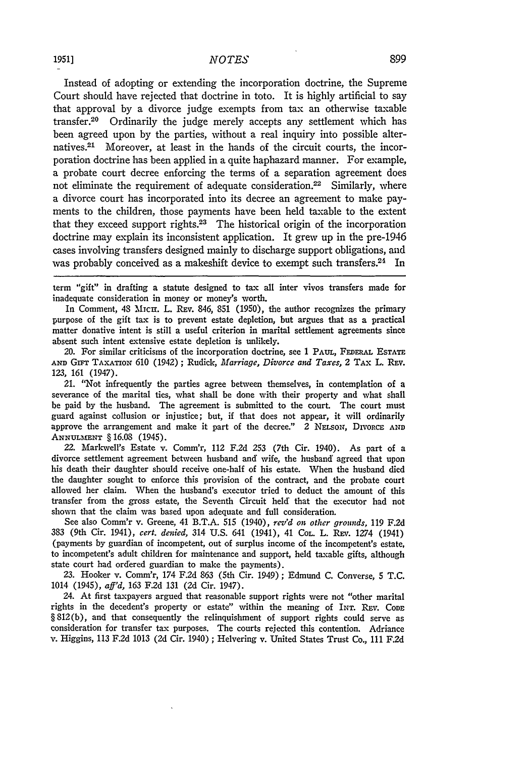Instead of adopting or extending the incorporation doctrine, the Supreme Court should have rejected that doctrine in toto. It is highly artificial to say that approval by a divorce judge exempts from tax an otherwise taxable transfer.[20] Ordinarily the judge merely accepts any settlement which has been agreed upon by the parties, without a real inquiry into possible alternatives.[21] Moreover, at least in the hands of the circuit courts, the incorporation doctrine has been applied in a quite haphazard manner. For example, a probate court decree enforcing the terms of a separation agreement does not eliminate the requirement of adequate consideration.[22] Similarly, where a divorce court has incorporated into its decree an agreement to make payments to the children, those payments have been held taxable to the extent that they exceed support rights.[23] The historical origin of the incorporation doctrine may explain its inconsistent application. It grew up in the pre-1946 cases involving transfers designed mainly to discharge support obligations, and was probably conceived as a makeshift device to exempt such transfers.[24] In

---

term "gift" in drafting a statute designed to tax all inter vivos transfers made for inadequate consideration in money or money's worth.

In Comment, 48 Mich. L. Rev. 846, 851 (1950), the author recognizes the primary purpose of the gift tax is to prevent estate depletion, but argues that as a practical matter donative intent is still a useful criterion in marital settlement agreements since absent such intent extensive estate depletion is unlikely.

20. For similar criticisms of the incorporation doctrine, see 1 Paul, Federal Estate and Gift Taxation 610 (1942); Rudick, *Marriage, Divorce and Taxes*, 2 Tax L. Rev. 123, 161 (1947).

21. "Not infrequently the parties agree between themselves, in contemplation of a severance of the marital ties, what shall be done with their property and what shall be paid by the husband. The agreement is submitted to the court. The court must guard against collusion or injustice; but, if that does not appear, it will ordinarily approve the arrangement and make it part of the decree." 2 Nelson, Divorce and Annulment § 16.08 (1945).

22. Markwell's Estate v. Comm'r, 112 F.2d 253 (7th Cir. 1940). As part of a divorce settlement agreement between husband and wife, the husband agreed that upon his death their daughter should receive one-half of his estate. When the husband died the daughter sought to enforce this provision of the contract, and the probate court allowed her claim. When the husband's executor tried to deduct the amount of this transfer from the gross estate, the Seventh Circuit held that the executor had not shown that the claim was based upon adequate and full consideration.

See also Comm'r v. Greene, 41 B.T.A. 515 (1940), *rev'd on other grounds*, 119 F.2d 383 (9th Cir. 1941), *cert. denied*, 314 U.S. 641 (1941), 41 Col. L. Rev. 1274 (1941) (payments by guardian of incompetent, out of surplus income of the incompetent's estate, to incompetent's adult children for maintenance and support, held taxable gifts, although state court had ordered guardian to make the payments).

23. Hooker v. Comm'r, 174 F.2d 863 (5th Cir. 1949); Edmund C. Converse, 5 T.C. 1014 (1945), *aff'd*, 163 F.2d 131 (2d Cir. 1947).

24. At first taxpayers argued that reasonable support rights were not "other marital rights in the decedent's property or estate" within the meaning of Int. Rev. Code § 812(b), and that consequently the relinquishment of support rights could serve as consideration for transfer tax purposes. The courts rejected this contention. Adriance v. Higgins, 113 F.2d 1013 (2d Cir. 1940); Helvering v. United States Trust Co., 111 F.2d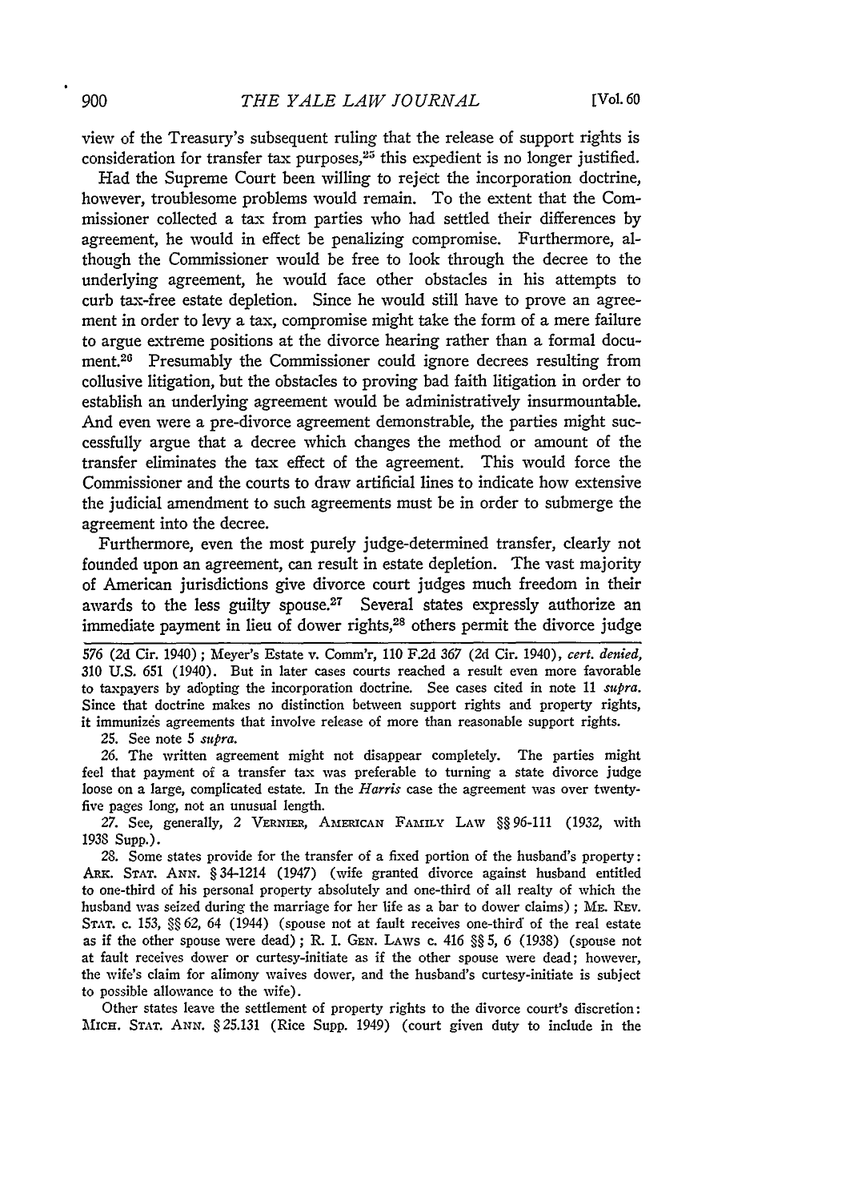view of the Treasury's subsequent ruling that the release of support rights is consideration for transfer tax purposes,[25] this expedient is no longer justified.

Had the Supreme Court been willing to reject the incorporation doctrine, however, troublesome problems would remain. To the extent that the Commissioner collected a tax from parties who had settled their differences by agreement, he would in effect be penalizing compromise. Furthermore, although the Commissioner would be free to look through the decree to the underlying agreement, he would face other obstacles in his attempts to curb tax-free estate depletion. Since he would still have to prove an agreement in order to levy a tax, compromise might take the form of a mere failure to argue extreme positions at the divorce hearing rather than a formal document.[26] Presumably the Commissioner could ignore decrees resulting from collusive litigation, but the obstacles to proving bad faith litigation in order to establish an underlying agreement would be administratively insurmountable. And even were a pre-divorce agreement demonstrable, the parties might successfully argue that a decree which changes the method or amount of the transfer eliminates the tax effect of the agreement. This would force the Commissioner and the courts to draw artificial lines to indicate how extensive the judicial amendment to such agreements must be in order to submerge the agreement into the decree.

Furthermore, even the most purely judge-determined transfer, clearly not founded upon an agreement, can result in estate depletion. The vast majority of American jurisdictions give divorce court judges much freedom in their awards to the less guilty spouse.[27] Several states expressly authorize an immediate payment in lieu of dower rights,[28] others permit the divorce judge

---

576 (2d Cir. 1940); Meyer's Estate v. Comm'r, 110 F.2d 367 (2d Cir. 1940), *cert. denied*, 310 U.S. 651 (1940). But in later cases courts reached a result even more favorable to taxpayers by adopting the incorporation doctrine. See cases cited in note 11 *supra*. Since that doctrine makes no distinction between support rights and property rights, it immunizes agreements that involve release of more than reasonable support rights.

25. See note 5 *supra*.

26. The written agreement might not disappear completely. The parties might feel that payment of a transfer tax was preferable to turning a state divorce judge loose on a large, complicated estate. In the *Harris* case the agreement was over twenty-five pages long, not an unusual length.

27. See, generally, 2 VERNIER, AMERICAN FAMILY LAW §§ 96-111 (1932, with 1938 Supp.).

28. Some states provide for the transfer of a fixed portion of the husband's property: ARK. STAT. ANN. § 34-1214 (1947) (wife granted divorce against husband entitled to one-third of his personal property absolutely and one-third of all realty of which the husband was seized during the marriage for her life as a bar to dower claims); ME. REV. STAT. c. 153, §§ 62, 64 (1944) (spouse not at fault receives one-third of the real estate as if the other spouse were dead); R. I. GEN. LAWS c. 416 §§ 5, 6 (1938) (spouse not at fault receives dower or curtesy-initiate as if the other spouse were dead; however, the wife's claim for alimony waives dower, and the husband's curtesy-initiate is subject to possible allowance to the wife).

Other states leave the settlement of property rights to the divorce court's discretion: MICH. STAT. ANN. § 25.131 (Rice Supp. 1949) (court given duty to include in the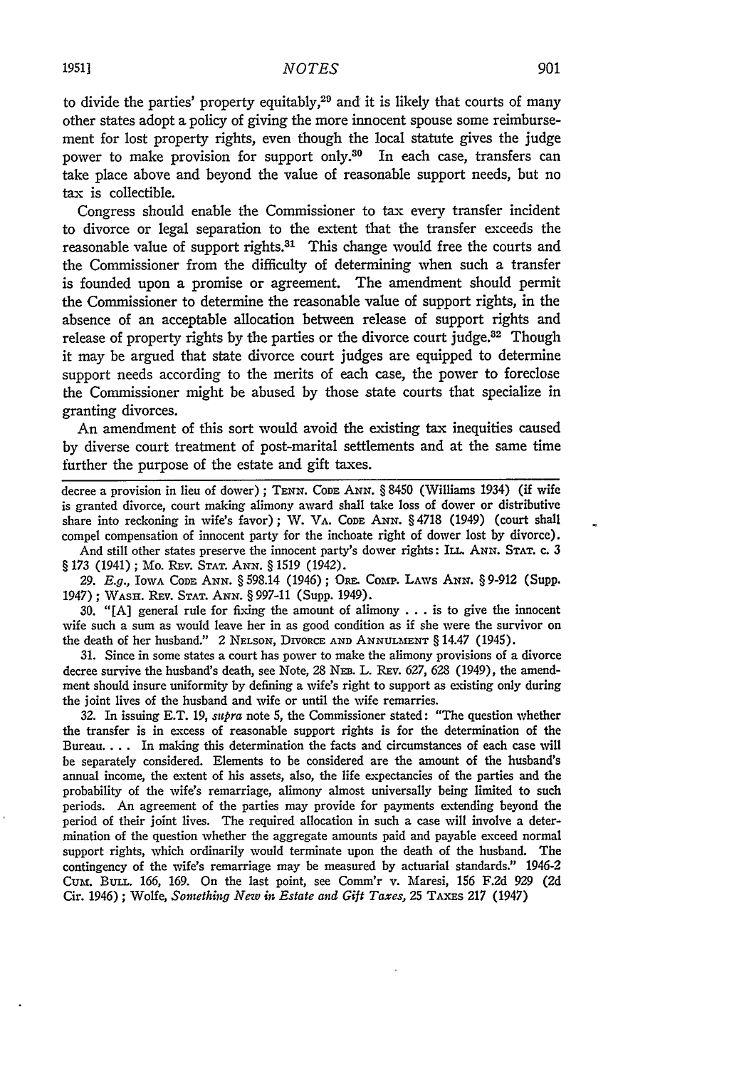to divide the parties' property equitably,[29] and it is likely that courts of many other states adopt a policy of giving the more innocent spouse some reimbursement for lost property rights, even though the local statute gives the judge power to make provision for support only.[30] In each case, transfers can take place above and beyond the value of reasonable support needs, but no tax is collectible.

Congress should enable the Commissioner to tax every transfer incident to divorce or legal separation to the extent that the transfer exceeds the reasonable value of support rights.[31] This change would free the courts and the Commissioner from the difficulty of determining when such a transfer is founded upon a promise or agreement. The amendment should permit the Commissioner to determine the reasonable value of support rights, in the absence of an acceptable allocation between release of support rights and release of property rights by the parties or the divorce court judge.[32] Though it may be argued that state divorce court judges are equipped to determine support needs according to the merits of each case, the power to foreclose the Commissioner might be abused by those state courts that specialize in granting divorces.

An amendment of this sort would avoid the existing tax inequities caused by diverse court treatment of post-marital settlements and at the same time further the purpose of the estate and gift taxes.

---

decree a provision in lieu of dower); TENN. CODE ANN. § 8450 (Williams 1934) (if wife is granted divorce, court making alimony award shall take loss of dower or distributive share into reckoning in wife's favor); W. VA. CODE ANN. § 4718 (1949) (court shall compel compensation of innocent party for the inchoate right of dower lost by divorce).

And still other states preserve the innocent party's dower rights: ILL. ANN. STAT. c. 3 § 173 (1941); MO. REV. STAT. ANN. § 1519 (1942).

29. *E.g.*, IOWA CODE ANN. § 598.14 (1946); ORE. COMP. LAWS ANN. § 9-912 (Supp. 1947); WASH. REV. STAT. ANN. § 997-11 (Supp. 1949).

30. "[A] general rule for fixing the amount of alimony . . . is to give the innocent wife such a sum as would leave her in as good condition as if she were the survivor on the death of her husband." 2 NELSON, DIVORCE AND ANNULMENT § 14.47 (1945).

31. Since in some states a court has power to make the alimony provisions of a divorce decree survive the husband's death, see Note, 28 NEB. L. REV. 627, 628 (1949), the amendment should insure uniformity by defining a wife's right to support as existing only during the joint lives of the husband and wife or until the wife remarries.

32. In issuing E.T. 19, *supra* note 5, the Commissioner stated: "The question whether the transfer is in excess of reasonable support rights is for the determination of the Bureau. . . . In making this determination the facts and circumstances of each case will be separately considered. Elements to be considered are the amount of the husband's annual income, the extent of his assets, also, the life expectancies of the parties and the probability of the wife's remarriage, alimony almost universally being limited to such periods. An agreement of the parties may provide for payments extending beyond the period of their joint lives. The required allocation in such a case will involve a determination of the question whether the aggregate amounts paid and payable exceed normal support rights, which ordinarily would terminate upon the death of the husband. The contingency of the wife's remarriage may be measured by actuarial standards." 1946-2 CUM. BULL. 166, 169. On the last point, see Comm'r v. Maresi, 156 F.2d 929 (2d Cir. 1946); Wolfe, *Something New in Estate and Gift Taxes*, 25 TAXES 217 (1947)